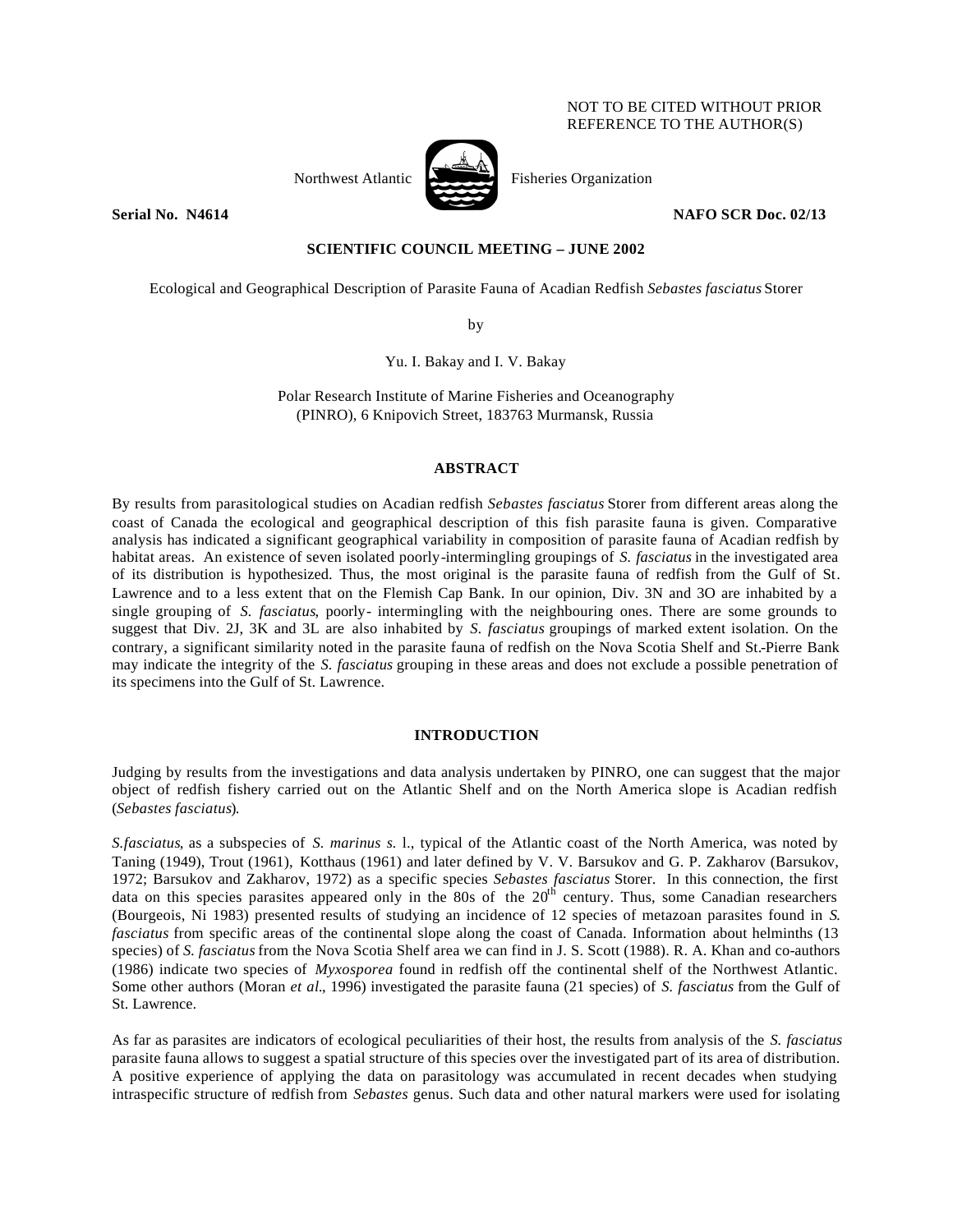NOT TO BE CITED WITHOUT PRIOR REFERENCE TO THE AUTHOR(S)

Northwest Atlantic Fisheries Organization

**Serial No. N4614** **NAFO SCR Doc. 02/13**

**SCIENTIFIC COUNCIL MEETING – JUNE 2002**

Ecological and Geographical Description of Parasite Fauna of Acadian Redfish *Sebastes fasciatus* Storer

by

Yu. I. Bakay and I. V. Bakay

Polar Research Institute of Marine Fisheries and Oceanography (PINRO), 6 Knipovich Street, 183763 Murmansk, Russia

## ABSTRACT

By results from parasitological studies on Acadian redfish *Sebastes fasciatus* Storer from different areas along the coast of Canada the ecological and geographical description of this fish parasite fauna is given. Comparative analysis has indicated a significant geographical variability in composition of parasite fauna of Acadian redfish by habitat areas. An existence of seven isolated poorly-intermingling groupings of *S. fasciatus* in the investigated area of its distribution is hypothesized. Thus, the most original is the parasite fauna of redfish from the Gulf of St. Lawrence and to a less extent that on the Flemish Cap Bank. In our opinion, Div. 3N and 3O are inhabited by a single grouping of *S. fasciatus*, poorly- intermingling with the neighbouring ones. There are some grounds to suggest that Div. 2J, 3K and 3L are also inhabited by *S. fasciatus* groupings of marked extent isolation. On the contrary, a significant similarity noted in the parasite fauna of redfish on the Nova Scotia Shelf and St.-Pierre Bank may indicate the integrity of the *S. fasciatus* grouping in these areas and does not exclude a possible penetration of its specimens into the Gulf of St. Lawrence.

## INTRODUCTION

Judging by results from the investigations and data analysis undertaken by PINRO, one can suggest that the major object of redfish fishery carried out on the Atlantic Shelf and on the North America slope is Acadian redfish (*Sebastes fasciatus*).

*S.fasciatus*, as a subspecies of *S. marinus s.* l., typical of the Atlantic coast of the North America, was noted by Taning (1949), Trout (1961), Kotthaus (1961) and later defined by V. V. Barsukov and G. P. Zakharov (Barsukov, 1972; Barsukov and Zakharov, 1972) as a specific species *Sebastes fasciatus* Storer. In this connection, the first data on this species parasites appeared only in the 80s of the 20th century. Thus, some Canadian researchers (Bourgeois, Ni 1983) presented results of studying an incidence of 12 species of metazoan parasites found in *S. fasciatus* from specific areas of the continental slope along the coast of Canada. Information about helminths (13 species) of *S. fasciatus* from the Nova Scotia Shelf area we can find in J. S. Scott (1988). R. A. Khan and co-authors (1986) indicate two species of *Myxosporea* found in redfish off the continental shelf of the Northwest Atlantic. Some other authors (Moran *et al*., 1996) investigated the parasite fauna (21 species) of *S. fasciatus* from the Gulf of St. Lawrence.

As far as parasites are indicators of ecological peculiarities of their host, the results from analysis of the *S. fasciatus* parasite fauna allows to suggest a spatial structure of this species over the investigated part of its area of distribution. A positive experience of applying the data on parasitology was accumulated in recent decades when studying intraspecific structure of redfish from *Sebastes* genus. Such data and other natural markers were used for isolating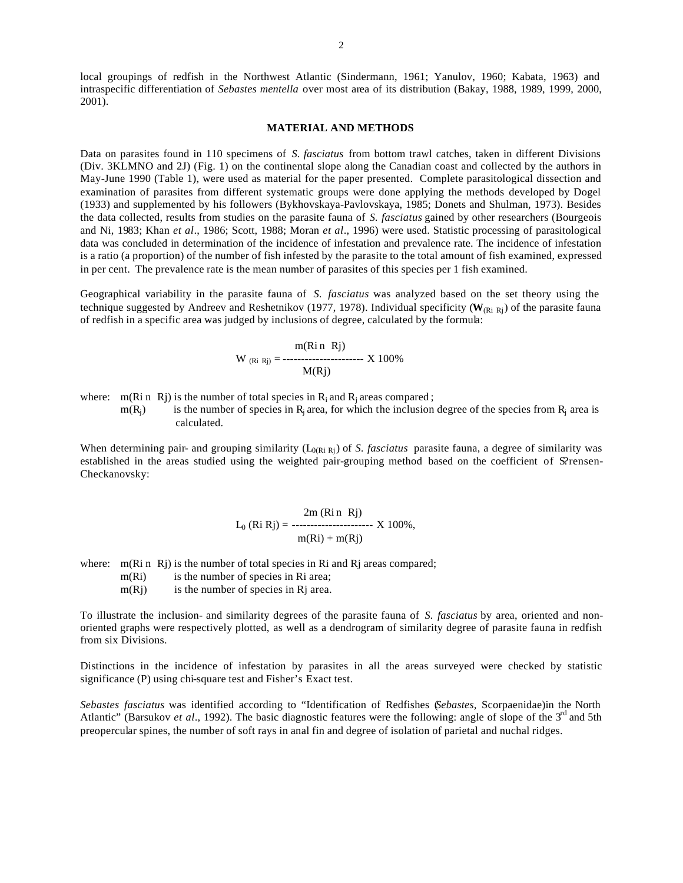local groupings of redfish in the Northwest Atlantic (Sindermann, 1961; Yanulov, 1960; Kabata, 1963) and intraspecific differentiation of *Sebastes mentella* over most area of its distribution (Bakay, 1988, 1989, 1999, 2000, 2001).

## MATERIAL AND METHODS

Data on parasites found in 110 specimens of *S. fasciatus* from bottom trawl catches, taken in different Divisions (Div. 3KLMNO and 2J) (Fig. 1) on the continental slope along the Canadian coast and collected by the authors in May-June 1990 (Table 1), were used as material for the paper presented. Complete parasitological dissection and examination of parasites from different systematic groups were done applying the methods developed by Dogel (1933) and supplemented by his followers (Bykhovskaya-Pavlovskaya, 1985; Donets and Shulman, 1973). Besides the data collected, results from studies on the parasite fauna of *S. fasciatus* gained by other researchers (Bourgeois and Ni, 1983; Khan *et al*., 1986; Scott, 1988; Moran *et al*., 1996) were used. Statistic processing of parasitological data was concluded in determination of the incidence of infestation and prevalence rate. The incidence of infestation is a ratio (a proportion) of the number of fish infested by the parasite to the total amount of fish examined, expressed in per cent. The prevalence rate is the mean number of parasites of this species per 1 fish examined.

Geographical variability in the parasite fauna of *S. fasciatus* was analyzed based on the set theory using the technique suggested by Andreev and Reshetnikov (1977, 1978). Individual specificity ($\mathbf{W}_{(Ri\ Rj)}$) of the parasite fauna of redfish in a specific area was judged by inclusions of degree, calculated by the formula:

$$W_{(Ri\ Rj)} = \frac{m(Ri \cap Rj)}{M(Rj)} \times 100\%$$

where: $m(Ri \cap Rj)$ is the number of total species in $R_i$ and $R_j$ areas compared;
$m(R_j)$ is the number of species in $R_j$ area, for which the inclusion degree of the species from $R_j$ area is calculated.

When determining pair- and grouping similarity ($L_{0(Ri\ Rj)}$) of *S. fasciatus* parasite fauna, a degree of similarity was established in the areas studied using the weighted pair-grouping method based on the coefficient of S?rensen-Checkanovsky:

$$L_0\,(Ri\ Rj) = \frac{2m\,(Ri \cap Rj)}{m(Ri) + m(Rj)} \times 100\%,$$

where: $m(Ri \cap Rj)$ is the number of total species in Ri and Rj areas compared;
m(Ri) is the number of species in Ri area;
m(Rj) is the number of species in Rj area.

To illustrate the inclusion- and similarity degrees of the parasite fauna of *S. fasciatus* by area, oriented and non-oriented graphs were respectively plotted, as well as a dendrogram of similarity degree of parasite fauna in redfish from six Divisions.

Distinctions in the incidence of infestation by parasites in all the areas surveyed were checked by statistic significance (P) using chi-square test and Fisher's Exact test.

*Sebastes fasciatus* was identified according to "Identification of Redfishes (*Sebastes*, Scorpaenidae) in the North Atlantic" (Barsukov *et al*., 1992). The basic diagnostic features were the following: angle of slope of the 3rd and 5th preopercular spines, the number of soft rays in anal fin and degree of isolation of parietal and nuchal ridges.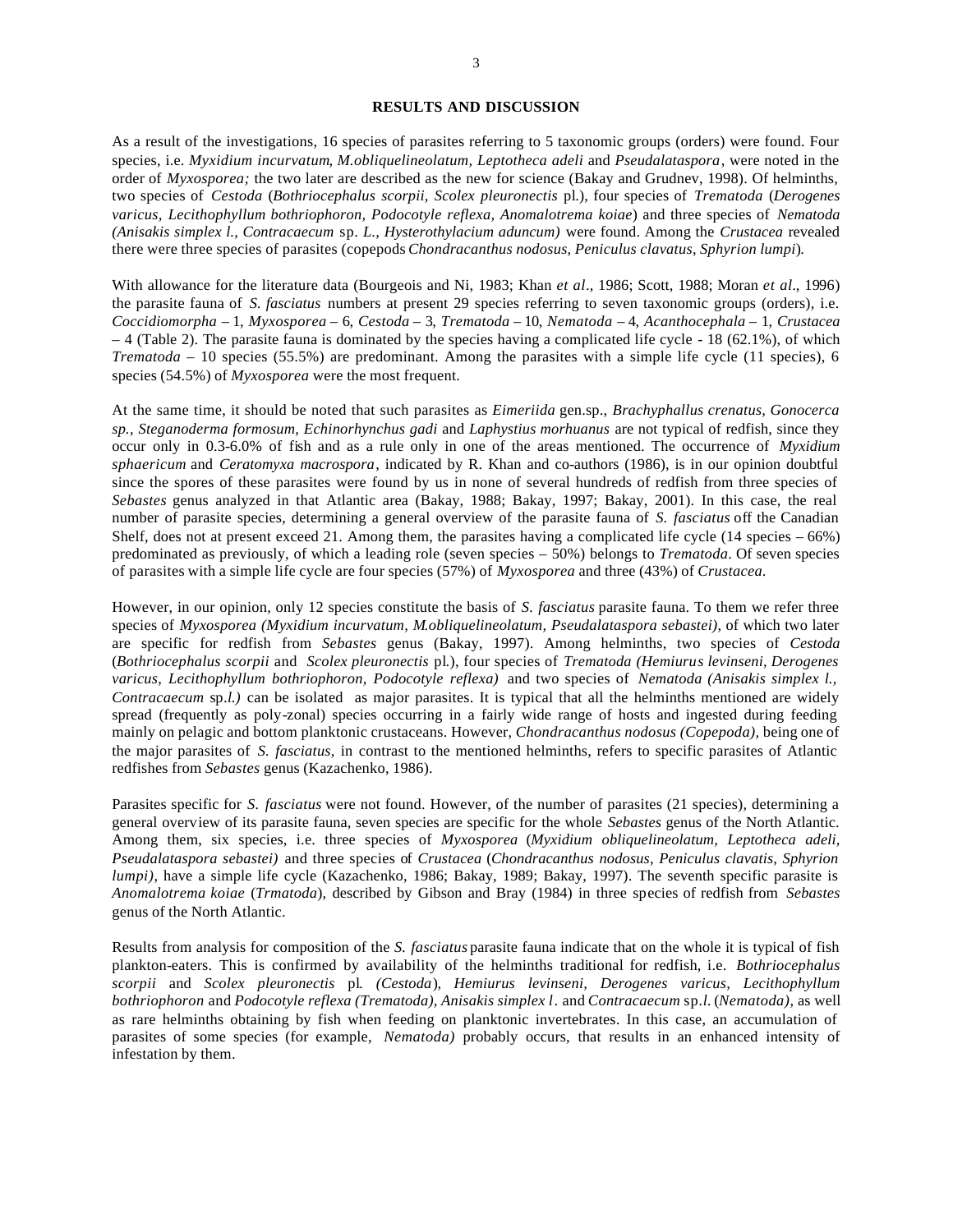## RESULTS AND DISCUSSION

As a result of the investigations, 16 species of parasites referring to 5 taxonomic groups (orders) were found. Four species, i.e. *Myxidium incurvatum*, *M.obliquelineolatum, Leptotheca adeli* and *Pseudalataspora*, were noted in the order of *Myxosporea;* the two later are described as the new for science (Bakay and Grudnev, 1998). Of helminths, two species of *Cestoda* (*Bothriocephalus scorpii*, *Scolex pleuronectis* pl.), four species of *Trematoda* (*Derogenes varicus, Lecithophyllum bothriophoron, Podocotyle reflexa, Anomalotrema koiae*) and three species of *Nematoda (Anisakis simplex l., Contracaecum* sp. *L., Hysterothylacium aduncum)* were found. Among the *Crustacea* revealed there were three species of parasites (copepods *Chondracanthus nodosus, Peniculus clavatus, Sphyrion lumpi*).

With allowance for the literature data (Bourgeois and Ni, 1983; Khan *et al*., 1986; Scott, 1988; Moran *et al*., 1996) the parasite fauna of *S. fasciatus* numbers at present 29 species referring to seven taxonomic groups (orders), i.e. *Coccidiomorpha* – 1, *Myxosporea* – 6, *Cestoda* – 3, *Trematoda* – 10, *Nematoda* – 4, *Acanthocephala* – 1, *Crustacea* – 4 (Table 2). The parasite fauna is dominated by the species having a complicated life cycle - 18 (62.1%), of which *Trematoda* – 10 species (55.5%) are predominant. Among the parasites with a simple life cycle (11 species), 6 species (54.5%) of *Myxosporea* were the most frequent.

At the same time, it should be noted that such parasites as *Eimeriida* gen.sp., *Brachyphallus crenatus, Gonocerca sp., Steganoderma formosum, Echinorhynchus gadi* and *Laphystius morhuanus* are not typical of redfish, since they occur only in 0.3-6.0% of fish and as a rule only in one of the areas mentioned. The occurrence of *Myxidium sphaericum* and *Ceratomyxa macrospora*, indicated by R. Khan and co-authors (1986), is in our opinion doubtful since the spores of these parasites were found by us in none of several hundreds of redfish from three species of *Sebastes* genus analyzed in that Atlantic area (Bakay, 1988; Bakay, 1997; Bakay, 2001). In this case, the real number of parasite species, determining a general overview of the parasite fauna of *S. fasciatus* off the Canadian Shelf, does not at present exceed 21. Among them, the parasites having a complicated life cycle (14 species – 66%) predominated as previously, of which a leading role (seven species – 50%) belongs to *Trematoda*. Of seven species of parasites with a simple life cycle are four species (57%) of *Myxosporea* and three (43%) of *Crustacea*.

However, in our opinion, only 12 species constitute the basis of *S. fasciatus* parasite fauna. To them we refer three species of *Myxosporea (Myxidium incurvatum, M.obliquelineolatum, Pseudalataspora sebastei),* of which two later are specific for redfish from *Sebastes* genus (Bakay, 1997). Among helminths, two species of *Cestoda* (*Bothriocephalus scorpii* and *Scolex pleuronectis* pl.), four species of *Trematoda (Hemiurus levinseni, Derogenes varicus, Lecithophyllum bothriophoron, Podocotyle reflexa)* and two species of *Nematoda (Anisakis simplex l., Contracaecum* sp.*l.)* can be isolated as major parasites. It is typical that all the helminths mentioned are widely spread (frequently as poly-zonal) species occurring in a fairly wide range of hosts and ingested during feeding mainly on pelagic and bottom planktonic crustaceans. However, *Chondracanthus nodosus (Copepoda)*, being one of the major parasites of *S. fasciatus*, in contrast to the mentioned helminths, refers to specific parasites of Atlantic redfishes from *Sebastes* genus (Kazachenko, 1986).

Parasites specific for *S. fasciatus* were not found. However, of the number of parasites (21 species), determining a general overview of its parasite fauna, seven species are specific for the whole *Sebastes* genus of the North Atlantic. Among them, six species, i.e. three species of *Myxosporea* (*Myxidium obliquelineolatum, Leptotheca adeli, Pseudalataspora sebastei)* and three species of *Crustacea* (*Chondracanthus nodosus, Peniculus clavatis, Sphyrion lumpi)*, have a simple life cycle (Kazachenko, 1986; Bakay, 1989; Bakay, 1997). The seventh specific parasite is *Anomalotrema koiae* (*Trmatoda*), described by Gibson and Bray (1984) in three species of redfish from *Sebastes* genus of the North Atlantic.

Results from analysis for composition of the *S. fasciatus* parasite fauna indicate that on the whole it is typical of fish plankton-eaters. This is confirmed by availability of the helminths traditional for redfish, i.e. *Bothriocephalus scorpii* and *Scolex pleuronectis* pl. *(Cestoda*), *Hemiurus levinseni, Derogenes varicus, Lecithophyllum bothriophoron* and *Podocotyle reflexa (Trematoda), Anisakis simplex l*. and *Contracaecum* sp.*l.* (*Nematoda),* as well as rare helminths obtaining by fish when feeding on planktonic invertebrates. In this case, an accumulation of parasites of some species (for example, *Nematoda)* probably occurs, that results in an enhanced intensity of infestation by them.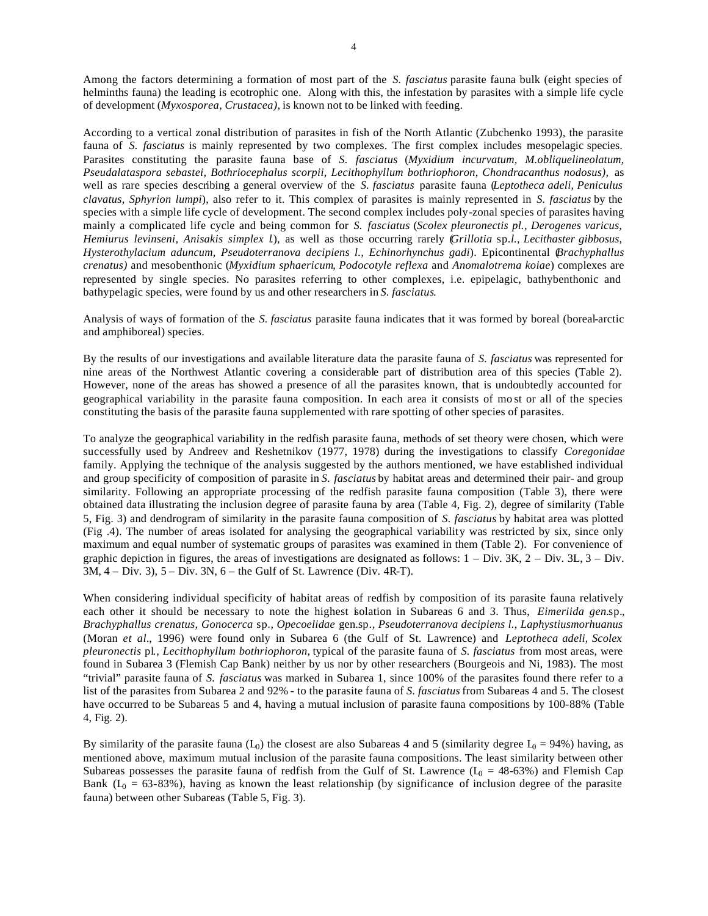Among the factors determining a formation of most part of the *S. fasciatus* parasite fauna bulk (eight species of helminths fauna) the leading is ecotrophic one. Along with this, the infestation by parasites with a simple life cycle of development (*Myxosporea, Crustacea)*, is known not to be linked with feeding.

According to a vertical zonal distribution of parasites in fish of the North Atlantic (Zubchenko 1993), the parasite fauna of *S. fasciatus* is mainly represented by two complexes. The first complex includes mesopelagic species. Parasites constituting the parasite fauna base of *S. fasciatus* (*Myxidium incurvatum, M.obliquelineolatum, Pseudalataspora sebastei, Bothriocephalus scorpii, Lecithophyllum bothriophoron, Chondracanthus nodosus),* as well as rare species describing a general overview of the *S. fasciatus* parasite fauna (*Leptotheca adeli, Peniculus clavatus, Sphyrion lumpi*), also refer to it. This complex of parasites is mainly represented in *S. fasciatus* by the species with a simple life cycle of development. The second complex includes poly-zonal species of parasites having mainly a complicated life cycle and being common for *S. fasciatus* (*Scolex pleuronectis pl., Derogenes varicus, Hemiurus levinseni, Anisakis simplex l.*), as well as those occurring rarely (*Grillotia* sp.*l., Lecithaster gibbosus, Hysterothylacium aduncum, Pseudoterranova decipiens l., Echinorhynchus gadi*). Epicontinental (*Brachyphallus crenatus)* and mesobenthonic (*Myxidium sphaericum*, *Podocotyle reflexa* and *Anomalotrema koiae*) complexes are represented by single species. No parasites referring to other complexes, i.e. epipelagic, bathybenthonic and bathypelagic species, were found by us and other researchers in *S. fasciatus*.

Analysis of ways of formation of the *S. fasciatus* parasite fauna indicates that it was formed by boreal (boreal-arctic and amphiboreal) species.

By the results of our investigations and available literature data the parasite fauna of *S. fasciatus* was represented for nine areas of the Northwest Atlantic covering a considerable part of distribution area of this species (Table 2). However, none of the areas has showed a presence of all the parasites known, that is undoubtedly accounted for geographical variability in the parasite fauna composition. In each area it consists of most or all of the species constituting the basis of the parasite fauna supplemented with rare spotting of other species of parasites.

To analyze the geographical variability in the redfish parasite fauna, methods of set theory were chosen, which were successfully used by Andreev and Reshetnikov (1977, 1978) during the investigations to classify *Coregonidae* family. Applying the technique of the analysis suggested by the authors mentioned, we have established individual and group specificity of composition of parasite in *S. fasciatus* by habitat areas and determined their pair- and group similarity. Following an appropriate processing of the redfish parasite fauna composition (Table 3), there were obtained data illustrating the inclusion degree of parasite fauna by area (Table 4, Fig. 2), degree of similarity (Table 5, Fig. 3) and dendrogram of similarity in the parasite fauna composition of *S. fasciatus* by habitat area was plotted (Fig .4). The number of areas isolated for analysing the geographical variability was restricted by six, since only maximum and equal number of systematic groups of parasites was examined in them (Table 2). For convenience of graphic depiction in figures, the areas of investigations are designated as follows: 1 – Div. 3K, 2 – Div. 3L, 3 – Div. 3M, 4 – Div. 3), 5 – Div. 3N, 6 – the Gulf of St. Lawrence (Div. 4R-T).

When considering individual specificity of habitat areas of redfish by composition of its parasite fauna relatively each other it should be necessary to note the highest isolation in Subareas 6 and 3. Thus, *Eimeriida gen.*sp., *Brachyphallus crenatus, Gonocerca* sp.*, Opecoelidae* gen.sp.*, Pseudoterranova decipiens l., Laphystiusmorhuanus* (Moran *et al*., 1996) were found only in Subarea 6 (the Gulf of St. Lawrence) and *Leptotheca adeli, Scolex pleuronectis* pl*., Lecithophyllum bothriophoron,* typical of the parasite fauna of *S. fasciatus* from most areas, were found in Subarea 3 (Flemish Cap Bank) neither by us nor by other researchers (Bourgeois and Ni, 1983). The most "trivial" parasite fauna of *S. fasciatus* was marked in Subarea 1, since 100% of the parasites found there refer to a list of the parasites from Subarea 2 and 92% - to the parasite fauna of *S. fasciatus* from Subareas 4 and 5. The closest have occurred to be Subareas 5 and 4, having a mutual inclusion of parasite fauna compositions by 100-88% (Table 4, Fig. 2).

By similarity of the parasite fauna ($L_0$) the closest are also Subareas 4 and 5 (similarity degree $L_0$ = 94%) having, as mentioned above, maximum mutual inclusion of the parasite fauna compositions. The least similarity between other Subareas possesses the parasite fauna of redfish from the Gulf of St. Lawrence ($L_0$ = 48-63%) and Flemish Cap Bank ($L_0$ = 63-83%), having as known the least relationship (by significance of inclusion degree of the parasite fauna) between other Subareas (Table 5, Fig. 3).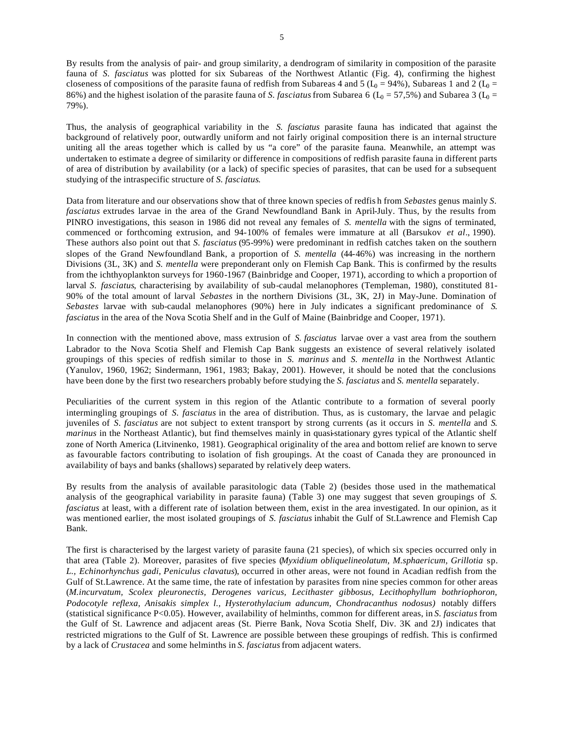By results from the analysis of pair- and group similarity, a dendrogram of similarity in composition of the parasite fauna of *S. fasciatus* was plotted for six Subareas of the Northwest Atlantic (Fig. 4), confirming the highest closeness of compositions of the parasite fauna of redfish from Subareas 4 and 5 ($L_0$ = 94%), Subareas 1 and 2 ($L_0$ = 86%) and the highest isolation of the parasite fauna of *S. fasciatus* from Subarea 6 ($L_0$ = 57,5%) and Subarea 3 ($L_0$ = 79%).

Thus, the analysis of geographical variability in the *S. fasciatus* parasite fauna has indicated that against the background of relatively poor, outwardly uniform and not fairly original composition there is an internal structure uniting all the areas together which is called by us "a core" of the parasite fauna. Meanwhile, an attempt was undertaken to estimate a degree of similarity or difference in compositions of redfish parasite fauna in different parts of area of distribution by availability (or a lack) of specific species of parasites, that can be used for a subsequent studying of the intraspecific structure of *S. fasciatus*.

Data from literature and our observations show that of three known species of redfish from *Sebastes* genus mainly *S. fasciatus* extrudes larvae in the area of the Grand Newfoundland Bank in April-July. Thus, by the results from PINRO investigations, this season in 1986 did not reveal any females of *S. mentella* with the signs of terminated, commenced or forthcoming extrusion, and 94-100% of females were immature at all (Barsukov *et al*., 1990). These authors also point out that *S. fasciatus* (95-99%) were predominant in redfish catches taken on the southern slopes of the Grand Newfoundland Bank, a proportion of *S. mentella* (44-46%) was increasing in the northern Divisions (3L, 3K) and *S. mentella* were preponderant only on Flemish Cap Bank. This is confirmed by the results from the ichthyoplankton surveys for 1960-1967 (Bainbridge and Cooper, 1971), according to which a proportion of larval *S. fasciatus*, characterising by availability of sub-caudal melanophores (Templeman, 1980), constituted 81-90% of the total amount of larval *Sebastes* in the northern Divisions (3L, 3K, 2J) in May-June. Domination of *Sebastes* larvae with sub-caudal melanophores (90%) here in July indicates a significant predominance of *S. fasciatus* in the area of the Nova Scotia Shelf and in the Gulf of Maine (Bainbridge and Cooper, 1971).

In connection with the mentioned above, mass extrusion of *S. fasciatus* larvae over a vast area from the southern Labrador to the Nova Scotia Shelf and Flemish Cap Bank suggests an existence of several relatively isolated groupings of this species of redfish similar to those in *S. marinus* and *S. mentella* in the Northwest Atlantic (Yanulov, 1960, 1962; Sindermann, 1961, 1983; Bakay, 2001). However, it should be noted that the conclusions have been done by the first two researchers probably before studying the *S. fasciatus* and *S. mentella* separately.

Peculiarities of the current system in this region of the Atlantic contribute to a formation of several poorly intermingling groupings of *S. fasciatus* in the area of distribution. Thus, as is customary, the larvae and pelagic juveniles of *S. fasciatus* are not subject to extent transport by strong currents (as it occurs in *S. mentella* and *S. marinus* in the Northeast Atlantic), but find themselves mainly in quasi-stationary gyres typical of the Atlantic shelf zone of North America (Litvinenko, 1981). Geographical originality of the area and bottom relief are known to serve as favourable factors contributing to isolation of fish groupings. At the coast of Canada they are pronounced in availability of bays and banks (shallows) separated by relatively deep waters.

By results from the analysis of available parasitologic data (Table 2) (besides those used in the mathematical analysis of the geographical variability in parasite fauna) (Table 3) one may suggest that seven groupings of *S. fasciatus* at least, with a different rate of isolation between them, exist in the area investigated. In our opinion, as it was mentioned earlier, the most isolated groupings of *S. fasciatus* inhabit the Gulf of St.Lawrence and Flemish Cap Bank.

The first is characterised by the largest variety of parasite fauna (21 species), of which six species occurred only in that area (Table 2). Moreover, parasites of five species (*Myxidium obliquelineolatum, M.sphaericum, Grillotia* sp. *L., Echinorhynchus gadi, Peniculus clavatus*), occurred in other areas, were not found in Acadian redfish from the Gulf of St.Lawrence. At the same time, the rate of infestation by parasites from nine species common for other areas (*M.incurvatum, Scolex pleuronectis, Derogenes varicus, Lecithaster gibbosus, Lecithophyllum bothriophoron, Podocotyle reflexa, Anisakis simplex l., Hysterothylacium aduncum, Chondracanthus nodosus)* notably differs (statistical significance $P<0.05$). However, availability of helminths, common for different areas, in *S. fasciatus* from the Gulf of St. Lawrence and adjacent areas (St. Pierre Bank, Nova Scotia Shelf, Div. 3K and 2J) indicates that restricted migrations to the Gulf of St. Lawrence are possible between these groupings of redfish. This is confirmed by a lack of *Crustacea* and some helminths in *S. fasciatus* from adjacent waters.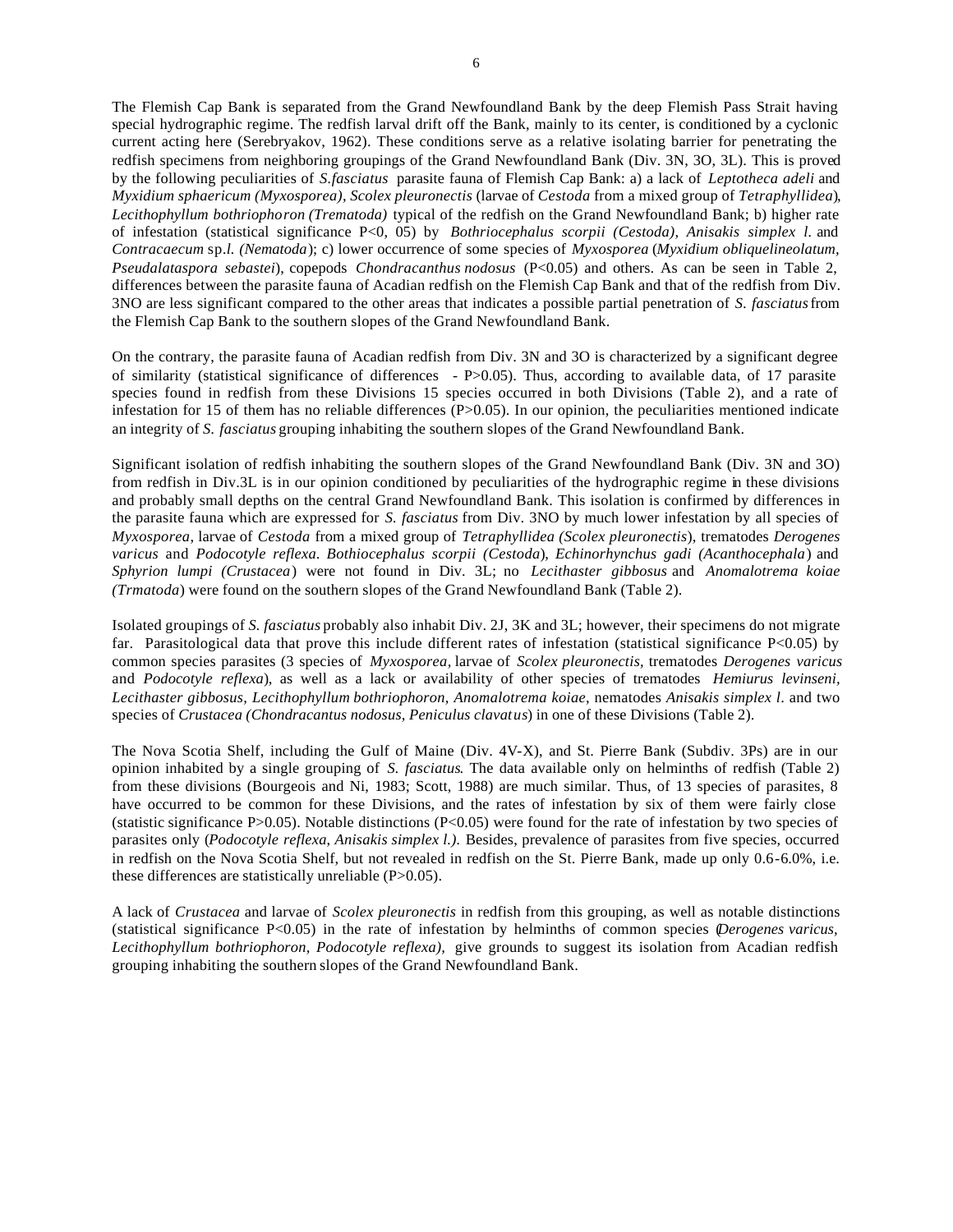The Flemish Cap Bank is separated from the Grand Newfoundland Bank by the deep Flemish Pass Strait having special hydrographic regime. The redfish larval drift off the Bank, mainly to its center, is conditioned by a cyclonic current acting here (Serebryakov, 1962). These conditions serve as a relative isolating barrier for penetrating the redfish specimens from neighboring groupings of the Grand Newfoundland Bank (Div. 3N, 3O, 3L). This is proved by the following peculiarities of *S.fasciatus* parasite fauna of Flemish Cap Bank: a) a lack of *Leptotheca adeli* and *Myxidium sphaericum (Myxosporea)*, *Scolex pleuronectis* (larvae of *Cestoda* from a mixed group of *Tetraphyllidea*), *Lecithophyllum bothriophoron (Trematoda)* typical of the redfish on the Grand Newfoundland Bank; b) higher rate of infestation (statistical significance P<0, 05) by *Bothriocephalus scorpii (Cestoda)*, *Anisakis simplex l.* and *Contracaecum* sp.*l. (Nematoda*); c) lower occurrence of some species of *Myxosporea* (*Myxidium obliquelineolatum, Pseudalataspora sebastei*), copepods *Chondracanthus nodosus* (P<0.05) and others. As can be seen in Table 2, differences between the parasite fauna of Acadian redfish on the Flemish Cap Bank and that of the redfish from Div. 3NO are less significant compared to the other areas that indicates a possible partial penetration of *S. fasciatus* from the Flemish Cap Bank to the southern slopes of the Grand Newfoundland Bank.

On the contrary, the parasite fauna of Acadian redfish from Div. 3N and 3O is characterized by a significant degree of similarity (statistical significance of differences - P>0.05). Thus, according to available data, of 17 parasite species found in redfish from these Divisions 15 species occurred in both Divisions (Table 2), and a rate of infestation for 15 of them has no reliable differences (P>0.05). In our opinion, the peculiarities mentioned indicate an integrity of *S. fasciatus* grouping inhabiting the southern slopes of the Grand Newfoundland Bank.

Significant isolation of redfish inhabiting the southern slopes of the Grand Newfoundland Bank (Div. 3N and 3O) from redfish in Div.3L is in our opinion conditioned by peculiarities of the hydrographic regime in these divisions and probably small depths on the central Grand Newfoundland Bank. This isolation is confirmed by differences in the parasite fauna which are expressed for *S. fasciatus* from Div. 3NO by much lower infestation by all species of *Myxosporea*, larvae of *Cestoda* from a mixed group of *Tetraphyllidea (Scolex pleuronectis*), trematodes *Derogenes varicus* and *Podocotyle reflexa*. *Bothiocephalus scorpii (Cestoda*), *Echinorhynchus gadi (Acanthocephala*) and *Sphyrion lumpi (Crustacea*) were not found in Div. 3L; no *Lecithaster gibbosus* and *Anomalotrema koiae (Trmatoda*) were found on the southern slopes of the Grand Newfoundland Bank (Table 2).

Isolated groupings of *S. fasciatus* probably also inhabit Div. 2J, 3K and 3L; however, their specimens do not migrate far. Parasitological data that prove this include different rates of infestation (statistical significance P<0.05) by common species parasites (3 species of *Myxosporea*, larvae of *Scolex pleuronectis*, trematodes *Derogenes varicus* and *Podocotyle reflexa*), as well as a lack or availability of other species of trematodes *Hemiurus levinseni, Lecithaster gibbosus, Lecithophyllum bothriophoron, Anomalotrema koiae*, nematodes *Anisakis simplex l.* and two species of *Crustacea (Chondracantus nodosus, Peniculus clavatus*) in one of these Divisions (Table 2).

The Nova Scotia Shelf, including the Gulf of Maine (Div. 4V-X), and St. Pierre Bank (Subdiv. 3Ps) are in our opinion inhabited by a single grouping of *S. fasciatus*. The data available only on helminths of redfish (Table 2) from these divisions (Bourgeois and Ni, 1983; Scott, 1988) are much similar. Thus, of 13 species of parasites, 8 have occurred to be common for these Divisions, and the rates of infestation by six of them were fairly close (statistic significance P>0.05). Notable distinctions (P<0.05) were found for the rate of infestation by two species of parasites only (*Podocotyle reflexa*, *Anisakis simplex l.)*. Besides, prevalence of parasites from five species, occurred in redfish on the Nova Scotia Shelf, but not revealed in redfish on the St. Pierre Bank, made up only 0.6-6.0%, i.e. these differences are statistically unreliable (P>0.05).

A lack of *Crustacea* and larvae of *Scolex pleuronectis* in redfish from this grouping, as well as notable distinctions (statistical significance P<0.05) in the rate of infestation by helminths of common species (*Derogenes varicus, Lecithophyllum bothriophoron, Podocotyle reflexa),* give grounds to suggest its isolation from Acadian redfish grouping inhabiting the southern slopes of the Grand Newfoundland Bank.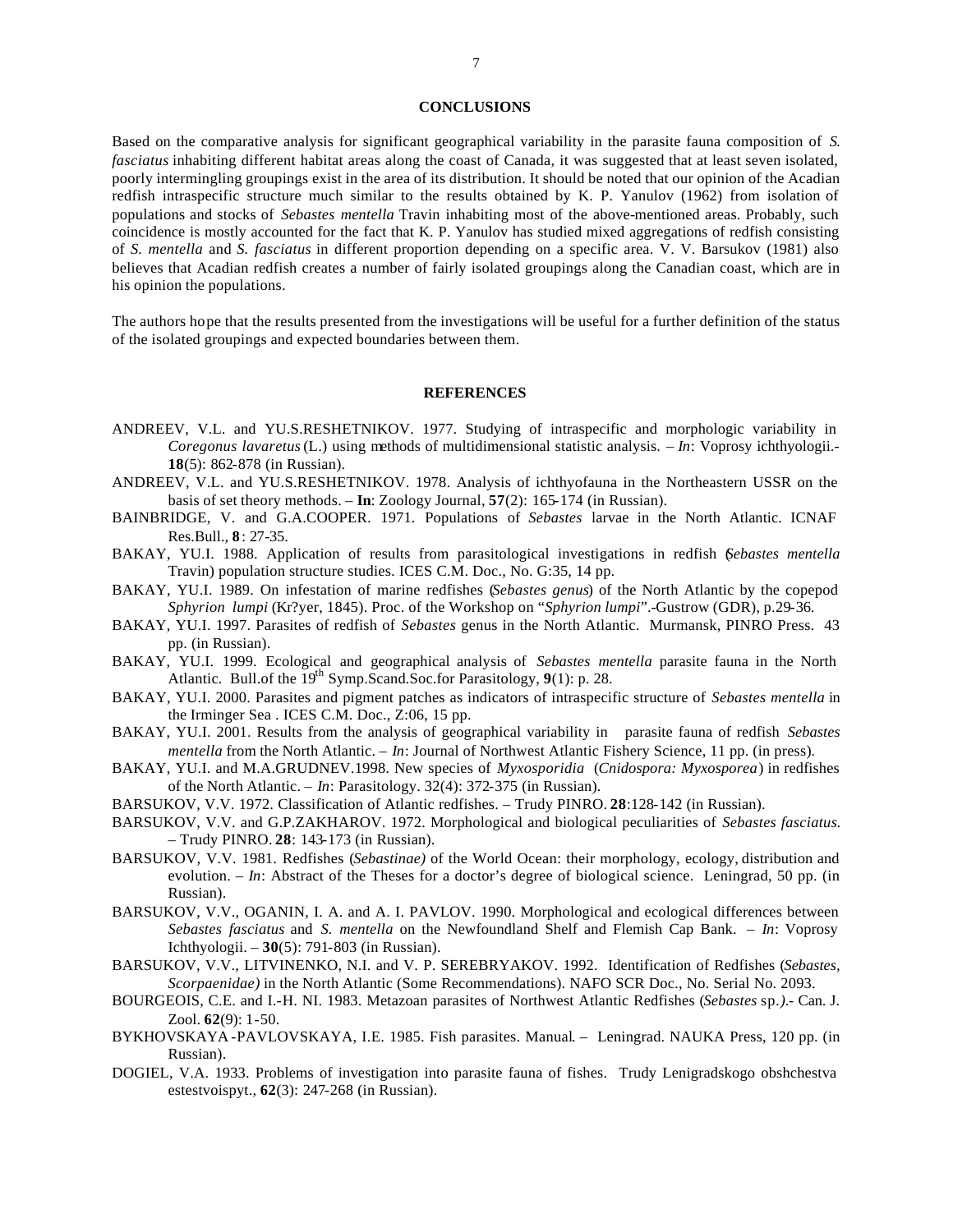## CONCLUSIONS

Based on the comparative analysis for significant geographical variability in the parasite fauna composition of *S. fasciatus* inhabiting different habitat areas along the coast of Canada, it was suggested that at least seven isolated, poorly intermingling groupings exist in the area of its distribution. It should be noted that our opinion of the Acadian redfish intraspecific structure much similar to the results obtained by K. P. Yanulov (1962) from isolation of populations and stocks of *Sebastes mentella* Travin inhabiting most of the above-mentioned areas. Probably, such coincidence is mostly accounted for the fact that K. P. Yanulov has studied mixed aggregations of redfish consisting of *S. mentella* and *S. fasciatus* in different proportion depending on a specific area. V. V. Barsukov (1981) also believes that Acadian redfish creates a number of fairly isolated groupings along the Canadian coast, which are in his opinion the populations.

The authors hope that the results presented from the investigations will be useful for a further definition of the status of the isolated groupings and expected boundaries between them.

## REFERENCES

ANDREEV, V.L. and YU.S.RESHETNIKOV. 1977. Studying of intraspecific and morphologic variability in *Coregonus lavaretus* (L.) using methods of multidimensional statistic analysis. – *In*: Voprosy ichthyologii.- **18**(5): 862-878 (in Russian).

ANDREEV, V.L. and YU.S.RESHETNIKOV. 1978. Analysis of ichthyofauna in the Northeastern USSR on the basis of set theory methods. – **In**: Zoology Journal, **57**(2): 165-174 (in Russian).

BAINBRIDGE, V. and G.A.COOPER. 1971. Populations of *Sebastes* larvae in the North Atlantic. ICNAF Res.Bull., **8**: 27-35.

BAKAY, YU.I. 1988. Application of results from parasitological investigations in redfish (*Sebastes mentella* Travin) population structure studies. ICES C.M. Doc., No. G:35, 14 pp.

BAKAY, YU.I. 1989. On infestation of marine redfishes (*Sebastes genus*) of the North Atlantic by the copepod *Sphyrion lumpi* (Kr?yer, 1845). Proc. of the Workshop on "*Sphyrion lumpi*".-Gustrow (GDR), p.29-36.

BAKAY, YU.I. 1997. Parasites of redfish of *Sebastes* genus in the North Atlantic. Murmansk, PINRO Press. 43 pp. (in Russian).

BAKAY, YU.I. 1999. Ecological and geographical analysis of *Sebastes mentella* parasite fauna in the North Atlantic. Bull.of the 19th Symp.Scand.Soc.for Parasitology, **9**(1): p. 28.

BAKAY, YU.I. 2000. Parasites and pigment patches as indicators of intraspecific structure of *Sebastes mentella* in the Irminger Sea . ICES C.M. Doc., Z:06, 15 pp.

BAKAY, YU.I. 2001. Results from the analysis of geographical variability in parasite fauna of redfish *Sebastes mentella* from the North Atlantic. – *In*: Journal of Northwest Atlantic Fishery Science, 11 pp. (in press).

BAKAY, YU.I. and M.A.GRUDNEV.1998. New species of *Myxosporidia* (*Cnidospora: Myxosporea*) in redfishes of the North Atlantic. – *In*: Parasitology. 32(4): 372-375 (in Russian).

BARSUKOV, V.V. 1972. Classification of Atlantic redfishes. – Trudy PINRO. **28**:128-142 (in Russian).

BARSUKOV, V.V. and G.P.ZAKHAROV. 1972. Morphological and biological peculiarities of *Sebastes fasciatus*. – Trudy PINRO. **28**: 143-173 (in Russian).

BARSUKOV, V.V. 1981. Redfishes (*Sebastinae)* of the World Ocean: their morphology, ecology, distribution and evolution. – *In*: Abstract of the Theses for a doctor's degree of biological science. Leningrad, 50 pp. (in Russian).

BARSUKOV, V.V., OGANIN, I. A. and A. I. PAVLOV. 1990. Morphological and ecological differences between *Sebastes fasciatus* and *S. mentella* on the Newfoundland Shelf and Flemish Cap Bank. – *In*: Voprosy Ichthyologii. – **30**(5): 791-803 (in Russian).

BARSUKOV, V.V., LITVINENKO, N.I. and V. P. SEREBRYAKOV. 1992. Identification of Redfishes (*Sebastes, Scorpaenidae)* in the North Atlantic (Some Recommendations). NAFO SCR Doc., No. Serial No. 2093.

BOURGEOIS, C.E. and I.-H. NI. 1983. Metazoan parasites of Northwest Atlantic Redfishes (*Sebastes* sp.*)*.- Can. J. Zool. **62**(9): 1-50.

BYKHOVSKAYA-PAVLOVSKAYA, I.E. 1985. Fish parasites. Manual. – Leningrad. NAUKA Press, 120 pp. (in Russian).

DOGIEL, V.A. 1933. Problems of investigation into parasite fauna of fishes. Trudy Lenigradskogo obshchestva estestvoispyt., **62**(3): 247-268 (in Russian).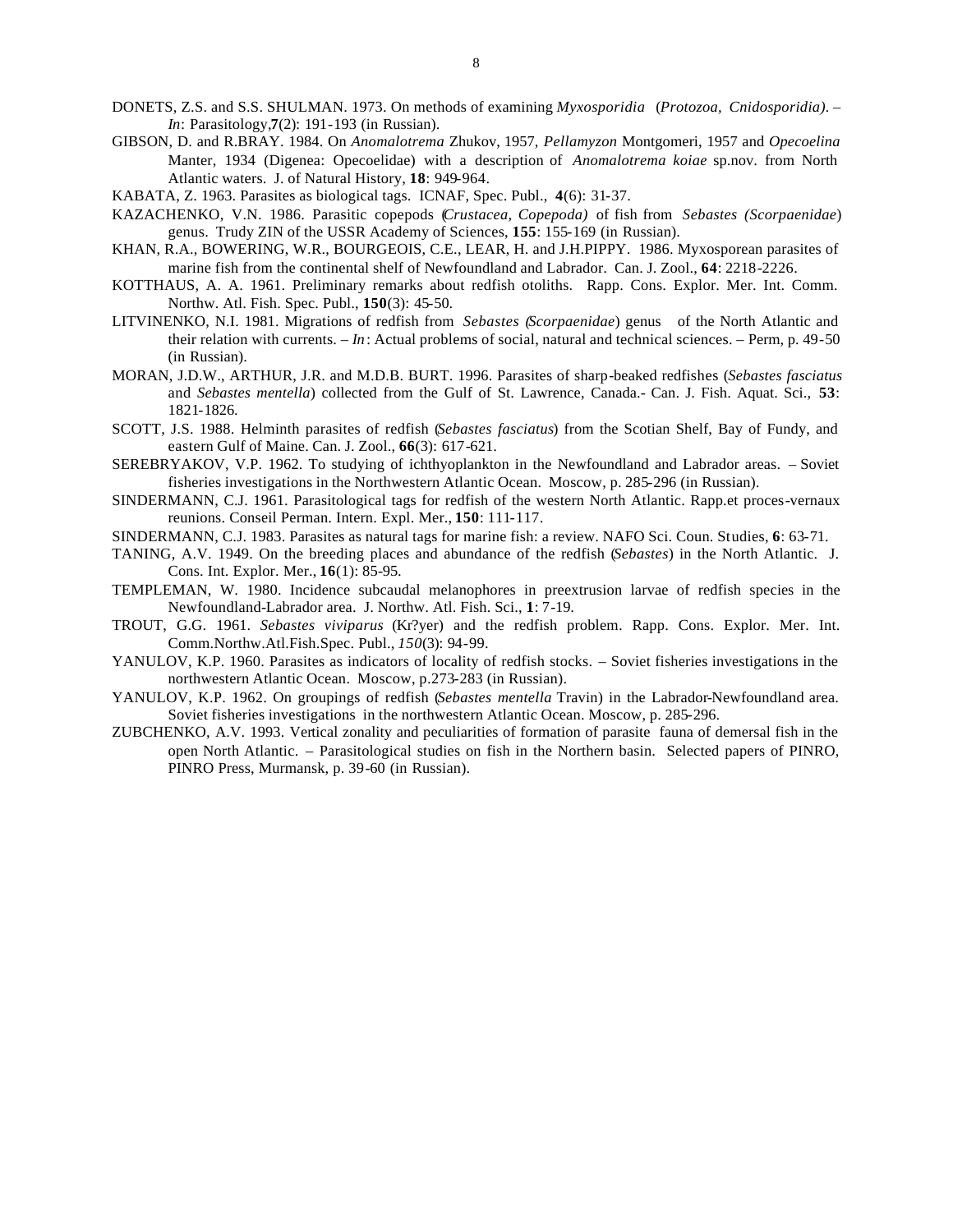DONETS, Z.S. and S.S. SHULMAN. 1973. On methods of examining *Myxosporidia* (*Protozoa, Cnidosporidia)*. – *In*: Parasitology,**7**(2): 191-193 (in Russian).

GIBSON, D. and R.BRAY. 1984. On *Anomalotrema* Zhukov, 1957, *Pellamyzon* Montgomeri, 1957 and *Opecoelina* Manter, 1934 (Digenea: Opecoelidae) with a description of *Anomalotrema koiae* sp.nov. from North Atlantic waters. J. of Natural History, **18**: 949-964.

KABATA, Z. 1963. Parasites as biological tags. ICNAF, Spec. Publ., **4**(6): 31-37.

KAZACHENKO, V.N. 1986. Parasitic copepods (*Crustacea, Copepoda)* of fish from *Sebastes (Scorpaenidae*) genus. Trudy ZIN of the USSR Academy of Sciences, **155**: 155-169 (in Russian).

KHAN, R.A., BOWERING, W.R., BOURGEOIS, C.E., LEAR, H. and J.H.PIPPY. 1986. Myxosporean parasites of marine fish from the continental shelf of Newfoundland and Labrador. Can. J. Zool., **64**: 2218-2226.

KOTTHAUS, A. A. 1961. Preliminary remarks about redfish otoliths. Rapp. Cons. Explor. Mer. Int. Comm. Northw. Atl. Fish. Spec. Publ., **150**(3): 45-50.

LITVINENKO, N.I. 1981. Migrations of redfish from *Sebastes* (*Scorpaenidae*) genus of the North Atlantic and their relation with currents. – *In*: Actual problems of social, natural and technical sciences. – Perm, p. 49-50 (in Russian).

MORAN, J.D.W., ARTHUR, J.R. and M.D.B. BURT. 1996. Parasites of sharp-beaked redfishes (*Sebastes fasciatus* and *Sebastes mentella*) collected from the Gulf of St. Lawrence, Canada.- Can. J. Fish. Aquat. Sci., **53**: 1821-1826.

SCOTT, J.S. 1988. Helminth parasites of redfish (*Sebastes fasciatus*) from the Scotian Shelf, Bay of Fundy, and eastern Gulf of Maine. Can. J. Zool., **66**(3): 617-621.

SEREBRYAKOV, V.P. 1962. To studying of ichthyoplankton in the Newfoundland and Labrador areas. – Soviet fisheries investigations in the Northwestern Atlantic Ocean. Moscow, p. 285-296 (in Russian).

SINDERMANN, C.J. 1961. Parasitological tags for redfish of the western North Atlantic. Rapp.et proces-vernaux reunions. Conseil Perman. Intern. Expl. Mer., **150**: 111-117.

SINDERMANN, C.J. 1983. Parasites as natural tags for marine fish: a review. NAFO Sci. Coun. Studies, **6**: 63-71.

TANING, A.V. 1949. On the breeding places and abundance of the redfish (*Sebastes*) in the North Atlantic. J. Cons. Int. Explor. Mer., **16**(1): 85-95.

TEMPLEMAN, W. 1980. Incidence subcaudal melanophores in preextrusion larvae of redfish species in the Newfoundland-Labrador area. J. Northw. Atl. Fish. Sci., **1**: 7-19.

TROUT, G.G. 1961. *Sebastes viviparus* (Kr?yer) and the redfish problem. Rapp. Cons. Explor. Mer. Int. Comm.Northw.Atl.Fish.Spec. Publ., *150*(3): 94-99.

YANULOV, K.P. 1960. Parasites as indicators of locality of redfish stocks. – Soviet fisheries investigations in the northwestern Atlantic Ocean. Moscow, p.273-283 (in Russian).

YANULOV, K.P. 1962. On groupings of redfish (*Sebastes mentella* Travin) in the Labrador-Newfoundland area. Soviet fisheries investigations in the northwestern Atlantic Ocean. Moscow, p. 285-296.

ZUBCHENKO, A.V. 1993. Vertical zonality and peculiarities of formation of parasite fauna of demersal fish in the open North Atlantic. – Parasitological studies on fish in the Northern basin. Selected papers of PINRO, PINRO Press, Murmansk, p. 39-60 (in Russian).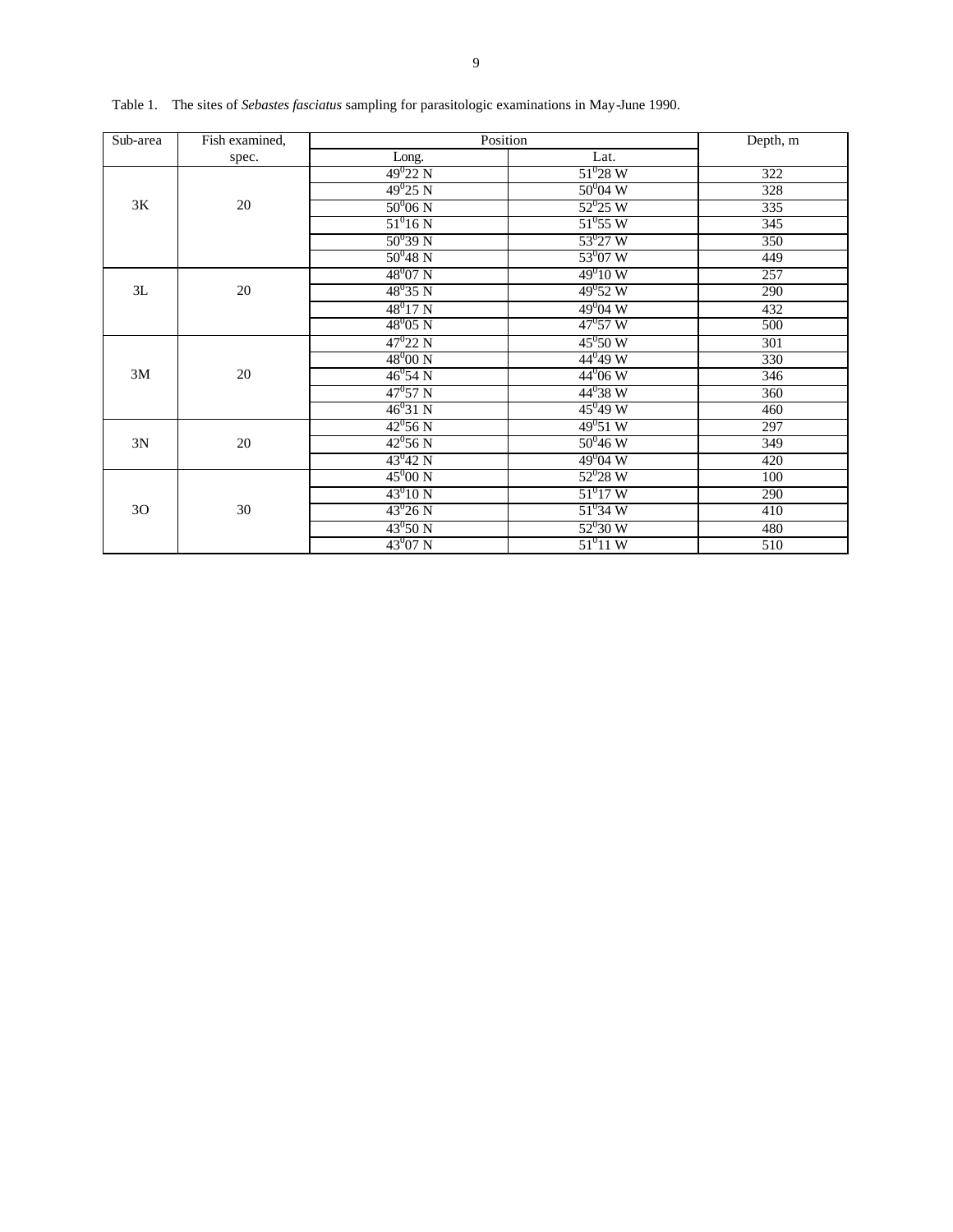Table 1. The sites of *Sebastes fasciatus* sampling for parasitologic examinations in May-June 1990.

| Sub-area | Fish examined, spec. | Position | | Depth, m |
|---|---|---|---|---|
| | | Long. | Lat. | |
| 3K | 20 | 49°22 N | 51°28 W | 322 |
| | | 49°25 N | 50°04 W | 328 |
| | | 50°06 N | 52°25 W | 335 |
| | | 51°16 N | 51°55 W | 345 |
| | | 50°39 N | 53°27 W | 350 |
| | | 50°48 N | 53°07 W | 449 |
| 3L | 20 | 48°07 N | 49°10 W | 257 |
| | | 48°35 N | 49°52 W | 290 |
| | | 48°17 N | 49°04 W | 432 |
| | | 48°05 N | 47°57 W | 500 |
| 3M | 20 | 47°22 N | 45°50 W | 301 |
| | | 48°00 N | 44°49 W | 330 |
| | | 46°54 N | 44°06 W | 346 |
| | | 47°57 N | 44°38 W | 360 |
| | | 46°31 N | 45°49 W | 460 |
| 3N | 20 | 42°56 N | 49°51 W | 297 |
| | | 42°56 N | 50°46 W | 349 |
| | | 43°42 N | 49°04 W | 420 |
| 3O | 30 | 45°00 N | 52°28 W | 100 |
| | | 43°10 N | 51°17 W | 290 |
| | | 43°26 N | 51°34 W | 410 |
| | | 43°50 N | 52°30 W | 480 |
| | | 43°07 N | 51°11 W | 510 |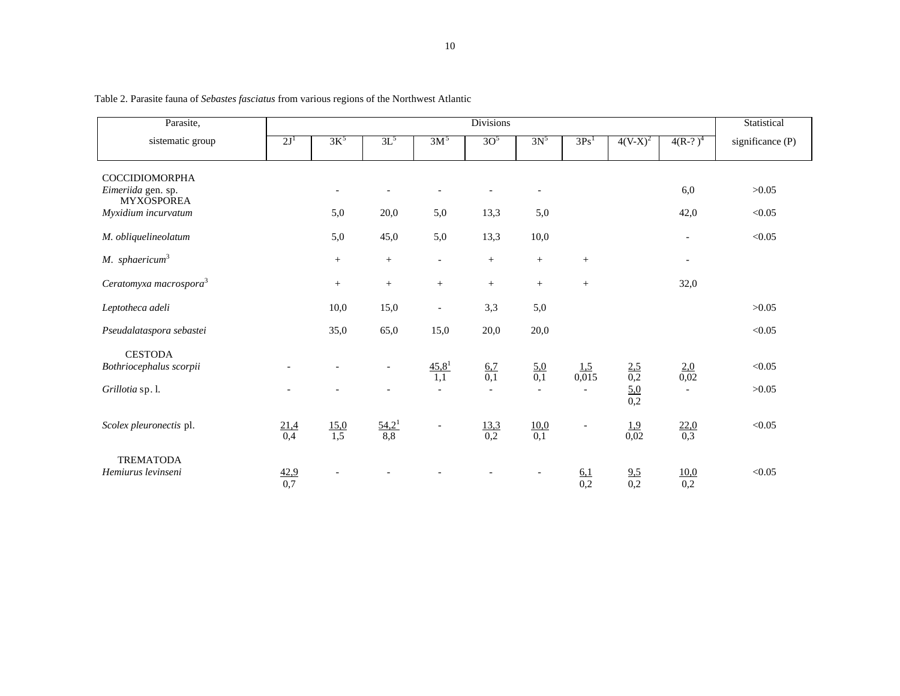Table 2. Parasite fauna of *Sebastes fasciatus* from various regions of the Northwest Atlantic

| Parasite, sistematic group | Divisions | | | | | | | | | Statistical significance (P) |
|---|---|---|---|---|---|---|---|---|---|---|
| | 2J[1] | 3K[5] | 3L[5] | 3M[5] | 3O[5] | 3N[5] | 3Ps[1] | 4(V-X)[2] | 4(R-? )[4] | |
| COCCIDIOMORPHA | | | | | | | | | | |
| *Eimeriida* gen. sp. | | - | - | - | - | - | | | 6,0 | >0.05 |
| MYXOSPOREA | | | | | | | | | | |
| *Myxidium incurvatum* | | 5,0 | 20,0 | 5,0 | 13,3 | 5,0 | | | 42,0 | <0.05 |
| *M. obliquelineolatum* | | 5,0 | 45,0 | 5,0 | 13,3 | 10,0 | | | - | <0.05 |
| *M. sphaericum*[3] | | + | + | - | + | + | + | | - | |
| *Ceratomyxa macrospora*[3] | | + | + | + | + | + | + | | 32,0 | |
| *Leptotheca adeli* | | 10,0 | 15,0 | - | 3,3 | 5,0 | | | | >0.05 |
| *Pseudalataspora sebastei* | | 35,0 | 65,0 | 15,0 | 20,0 | 20,0 | | | | <0.05 |
| CESTODA | | | | | | | | | | |
| *Bothriocephalus scorpii* | - | - | - | 45,8[1] / 1,1 | 6,7 / 0,1 | 5,0 / 0,1 | 1,5 / 0,015 | 2,5 / 0,2 | 2,0 / 0,02 | <0.05 |
| *Grillotia* sp. l. | - | - | - | - | - | - | - | 5,0 / 0,2 | - | >0.05 |
| *Scolex pleuronectis* pl. | 21,4 / 0,4 | 15,0 / 1,5 | 54,2[1] / 8,8 | - | 13,3 / 0,2 | 10,0 / 0,1 | - | 1,9 / 0,02 | 22,0 / 0,3 | <0.05 |
| TREMATODA | | | | | | | | | | |
| *Hemiurus levinseni* | 42,9 / 0,7 | - | - | - | - | - | 6,1 / 0,2 | 9,5 / 0,2 | 10,0 / 0,2 | <0.05 |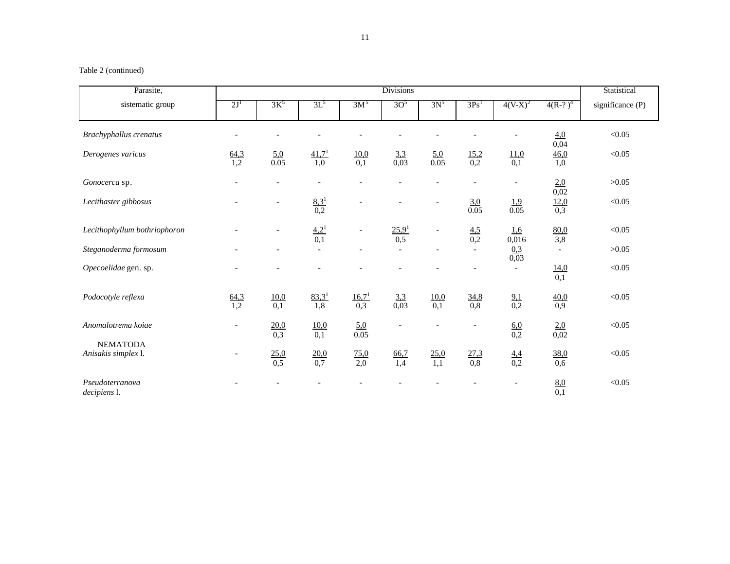Table 2 (continued)

| Parasite, sistematic group | Divisions | | | | | | | | | Statistical significance (P) |
|---|---|---|---|---|---|---|---|---|---|---|
| | 2J[1] | 3K[5] | 3L[5] | 3M[5] | 3O[5] | 3N[5] | 3Ps[1] | 4(V-X)[2] | 4(R-? )[4] | |
| *Brachyphallus crenatus* | - | - | - | - | - | - | - | - | 4,0 / 0,04 | <0.05 |
| *Derogenes varicus* | 64,3 / 1,2 | 5,0 / 0.05 | 41,7[1] / 1,0 | 10,0 / 0,1 | 3,3 / 0,03 | 5,0 / 0.05 | 15,2 / 0,2 | 11,0 / 0,1 | 46,0 / 1,0 | <0.05 |
| *Gonocerca* sp. | - | - | - | - | - | - | - | - | 2,0 / 0,02 | >0.05 |
| *Lecithaster gibbosus* | - | - | 8,3[1] / 0,2 | - | - | - | 3,0 / 0.05 | 1,9 / 0.05 | 12,0 / 0,3 | <0.05 |
| *Lecithophyllum bothriophoron* | - | - | 4,2[1] / 0,1 | - | 25,9[1] / 0,5 | - | 4,5 / 0,2 | 1,6 / 0,016 | 80,0 / 3,8 | <0.05 |
| *Steganoderma formosum* | - | - | - | - | - | - | - | 0,3 / 0,03 | - | >0.05 |
| *Opecoelidae* gen. sp. | - | - | - | - | - | - | - | - | 14,0 / 0,1 | <0.05 |
| *Podocotyle reflexa* | 64,3 / 1,2 | 10,0 / 0,1 | 83,3[1] / 1,8 | 16,7[1] / 0,3 | 3,3 / 0,03 | 10,0 / 0,1 | 34,8 / 0,8 | 9,1 / 0,2 | 40,0 / 0,9 | <0.05 |
| *Anomalotrema koiae* | - | 20,0 / 0,3 | 10,0 / 0,1 | 5,0 / 0.05 | - | - | - | 6,0 / 0,2 | 2,0 / 0,02 | <0.05 |
| NEMATODA | | | | | | | | | | |
| *Anisakis simplex* l. | - | 25,0 / 0,5 | 20,0 / 0,7 | 75,0 / 2,0 | 66,7 / 1,4 | 25,0 / 1,1 | 27,3 / 0,8 | 4,4 / 0,2 | 38,0 / 0,6 | <0.05 |
| *Pseudoterranova decipiens* l. | - | - | - | - | - | - | - | - | 8,0 / 0,1 | <0.05 |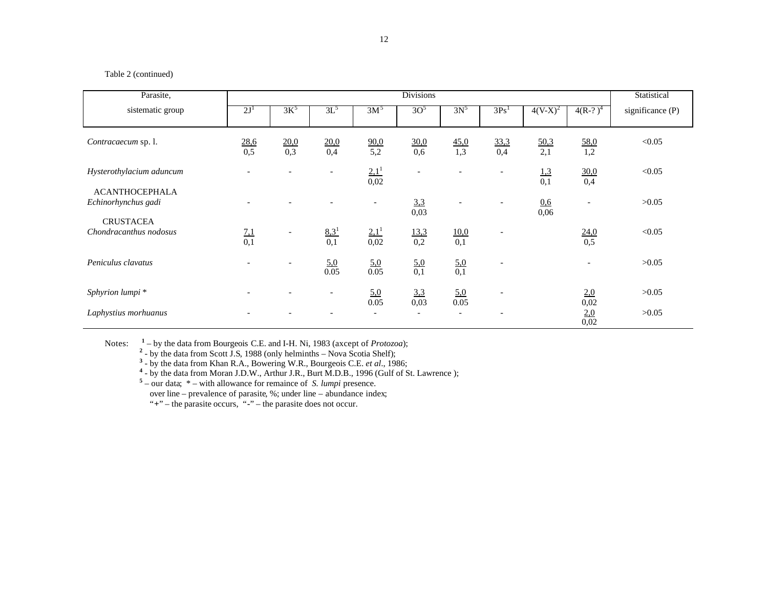Table 2 (continued)

| Parasite, sistematic group | Divisions | | | | | | | | | Statistical significance (P) |
|---|---|---|---|---|---|---|---|---|---|---|
| | 2J[1] | 3K[5] | 3L[5] | 3M[5] | 3O[5] | 3N[5] | 3Ps[1] | 4(V-X)[2] | 4(R-? )[4] | |
| *Contracaecum* sp. l. | 28,6 / 0,5 | 20,0 / 0,3 | 20,0 / 0,4 | 90,0 / 5,2 | 30,0 / 0,6 | 45,0 / 1,3 | 33,3 / 0,4 | 50,3 / 2,1 | 58,0 / 1,2 | <0.05 |
| *Hysterothylacium aduncum* | - | - | - | 2,1[1] / 0,02 | - | - | - | 1,3 / 0,1 | 30,0 / 0,4 | <0.05 |
| ACANTHOCEPHALA | | | | | | | | | | |
| *Echinorhynchus gadi* | - | - | - | - | 3,3 / 0,03 | - | - | 0,6 / 0,06 | - | >0.05 |
| CRUSTACEA | | | | | | | | | | |
| *Chondracanthus nodosus* | 7,1 / 0,1 | - | 8,3[1] / 0,1 | 2,1[1] / 0,02 | 13,3 / 0,2 | 10,0 / 0,1 | - | | 24,0 / 0,5 | <0.05 |
| *Peniculus clavatus* | - | - | 5,0 / 0.05 | 5,0 / 0.05 | 5,0 / 0,1 | 5,0 / 0,1 | - | | - | >0.05 |
| *Sphyrion lumpi* * | - | - | - | 5,0 / 0.05 | 3,3 / 0,03 | 5,0 / 0.05 | - | | 2,0 / 0,02 | >0.05 |
| *Laphystius morhuanus* | - | - | - | - | - | - | - | | 2,0 / 0,02 | >0.05 |

Notes: [1] – by the data from Bourgeois C.E. and I-H. Ni, 1983 (axcept of *Protozoa*);
[2] - by the data from Scott J.S, 1988 (only helminths – Nova Scotia Shelf);
[3] - by the data from Khan R.A., Bowering W.R., Bourgeois C.E. *et al*., 1986;
[4] - by the data from Moran J.D.W., Arthur J.R., Burt M.D.B., 1996 (Gulf of St. Lawrence );
[5] – our data; * – with allowance for remaince of *S. lumpi* presence.
over line – prevalence of parasite, %; under line – abundance index;
"+" – the parasite occurs, "-" – the parasite does not occur.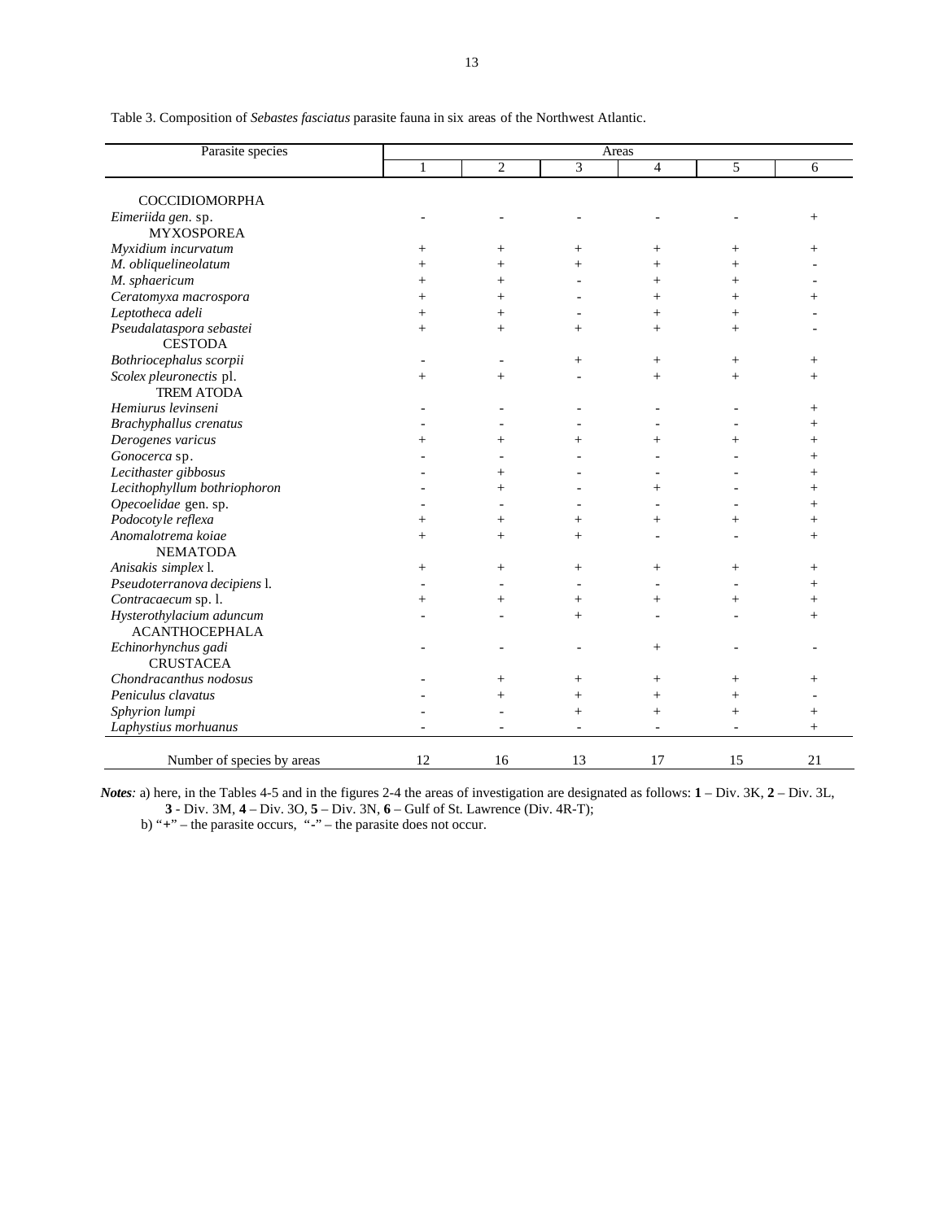Table 3. Composition of *Sebastes fasciatus* parasite fauna in six areas of the Northwest Atlantic.

| Parasite species | Areas | | | | | |
|---|---|---|---|---|---|---|
| | 1 | 2 | 3 | 4 | 5 | 6 |
| COCCIDIOMORPHA | | | | | | |
| *Eimeriida gen*. sp. | - | - | - | - | - | + |
| MYXOSPOREA | | | | | | |
| *Myxidium incurvatum* | + | + | + | + | + | + |
| *M. obliquelineolatum* | + | + | + | + | + | - |
| *M. sphaericum* | + | + | - | + | + | - |
| *Ceratomyxa macrospora* | + | + | - | + | + | + |
| *Leptotheca adeli* | + | + | - | + | + | - |
| *Pseudalataspora sebastei* | + | + | + | + | + | - |
| CESTODA | | | | | | |
| *Bothriocephalus scorpii* | - | - | + | + | + | + |
| *Scolex pleuronectis* pl. | + | + | - | + | + | + |
| TREM ATODA | | | | | | |
| *Hemiurus levinseni* | - | - | - | - | - | + |
| *Brachyphallus crenatus* | - | - | - | - | - | + |
| *Derogenes varicus* | + | + | + | + | + | + |
| *Gonocerca* sp. | - | - | - | - | - | + |
| *Lecithaster gibbosus* | - | + | - | - | - | + |
| *Lecithophyllum bothriophoron* | - | + | - | + | - | + |
| *Opecoelidae* gen. sp. | - | - | - | - | - | + |
| *Podocotyle reflexa* | + | + | + | + | + | + |
| *Anomalotrema koiae* | + | + | + | - | - | + |
| NEMATODA | | | | | | |
| *Anisakis simplex* l. | + | + | + | + | + | + |
| *Pseudoterranova decipiens* l. | - | - | - | - | - | + |
| *Contracaecum* sp. l. | + | + | + | + | + | + |
| *Hysterothylacium aduncum* | - | - | + | - | - | + |
| ACANTHOCEPHALA | | | | | | |
| *Echinorhynchus gadi* | - | - | - | + | - | - |
| CRUSTACEA | | | | | | |
| *Chondracanthus nodosus* | - | + | + | + | + | + |
| *Peniculus clavatus* | - | + | + | + | + | - |
| *Sphyrion lumpi* | - | - | + | + | + | + |
| *Laphystius morhuanus* | - | - | - | - | - | + |
| Number of species by areas | 12 | 16 | 13 | 17 | 15 | 21 |

***Notes:*** a) here, in the Tables 4-5 and in the figures 2-4 the areas of investigation are designated as follows: **1** – Div. 3K, **2** – Div. 3L, **3** - Div. 3M, **4** – Div. 3O, **5** – Div. 3N, **6** – Gulf of St. Lawrence (Div. 4R-T);

b) "+" – the parasite occurs, "-" – the parasite does not occur.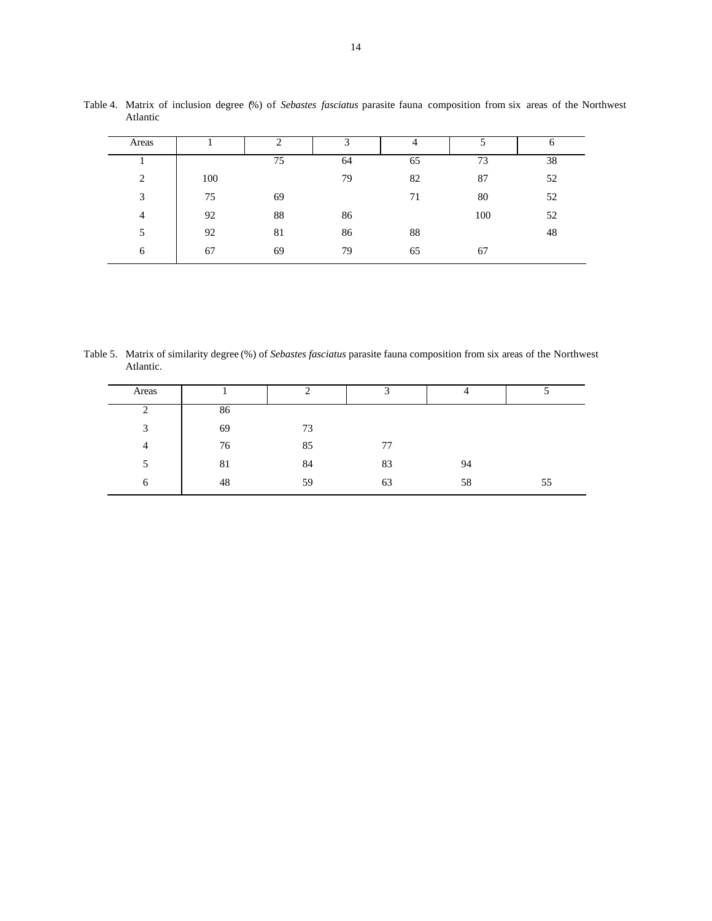Table 4. Matrix of inclusion degree (%) of *Sebastes fasciatus* parasite fauna composition from six areas of the Northwest Atlantic

| Areas | 1 | 2 | 3 | 4 | 5 | 6 |
|---|---|---|---|---|---|---|
| 1 | | 75 | 64 | 65 | 73 | 38 |
| 2 | 100 | | 79 | 82 | 87 | 52 |
| 3 | 75 | 69 | | 71 | 80 | 52 |
| 4 | 92 | 88 | 86 | | 100 | 52 |
| 5 | 92 | 81 | 86 | 88 | | 48 |
| 6 | 67 | 69 | 79 | 65 | 67 | |

Table 5. Matrix of similarity degree (%) of *Sebastes fasciatus* parasite fauna composition from six areas of the Northwest Atlantic.

| Areas | 1 | 2 | 3 | 4 | 5 |
|---|---|---|---|---|---|
| 2 | 86 | | | | |
| 3 | 69 | 73 | | | |
| 4 | 76 | 85 | 77 | | |
| 5 | 81 | 84 | 83 | 94 | |
| 6 | 48 | 59 | 63 | 58 | 55 |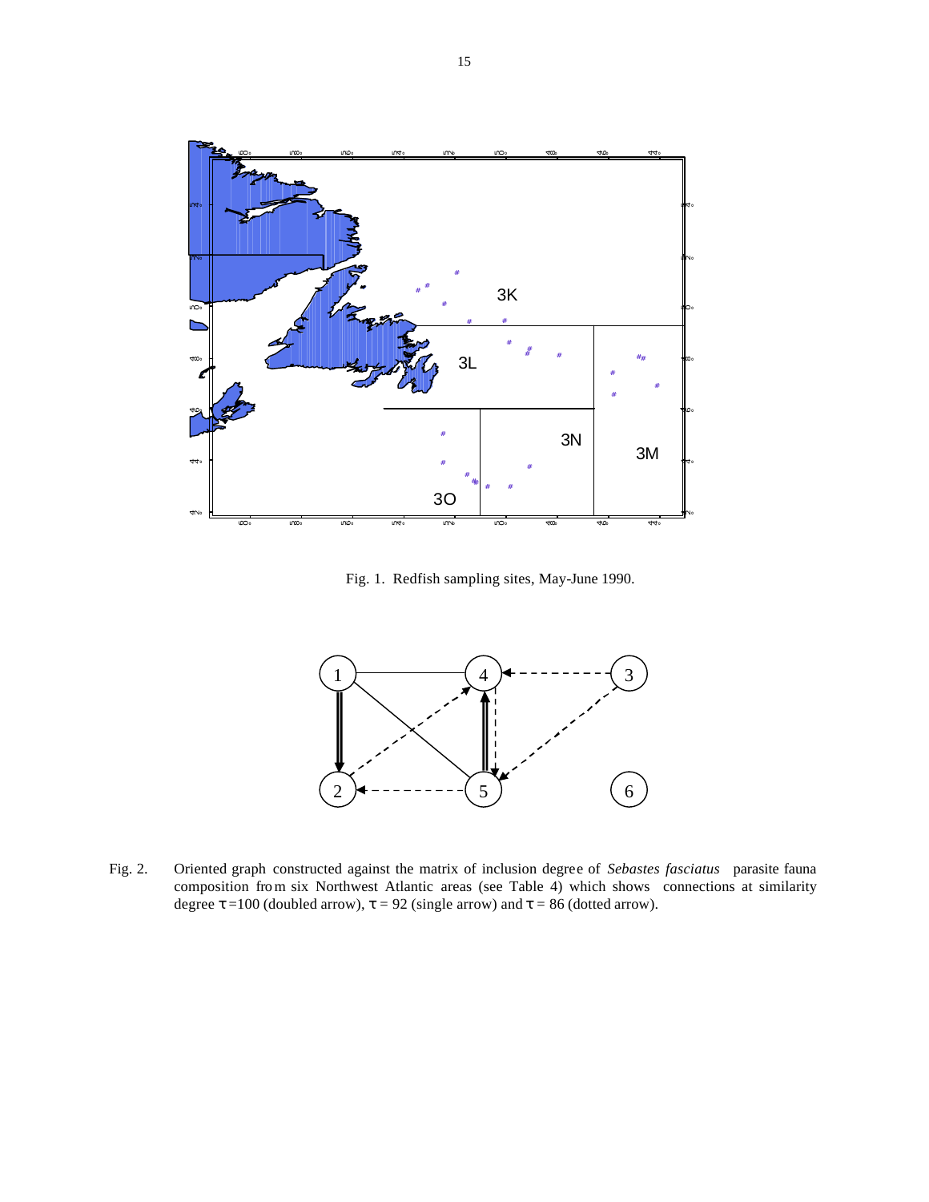Fig. 1. Redfish sampling sites, May-June 1990.

Fig. 2. Oriented graph constructed against the matrix of inclusion degree of *Sebastes fasciatus* parasite fauna composition from six Northwest Atlantic areas (see Table 4) which shows connections at similarity degree $\tau = 100$ (doubled arrow), $\tau = 92$ (single arrow) and $\tau = 86$ (dotted arrow).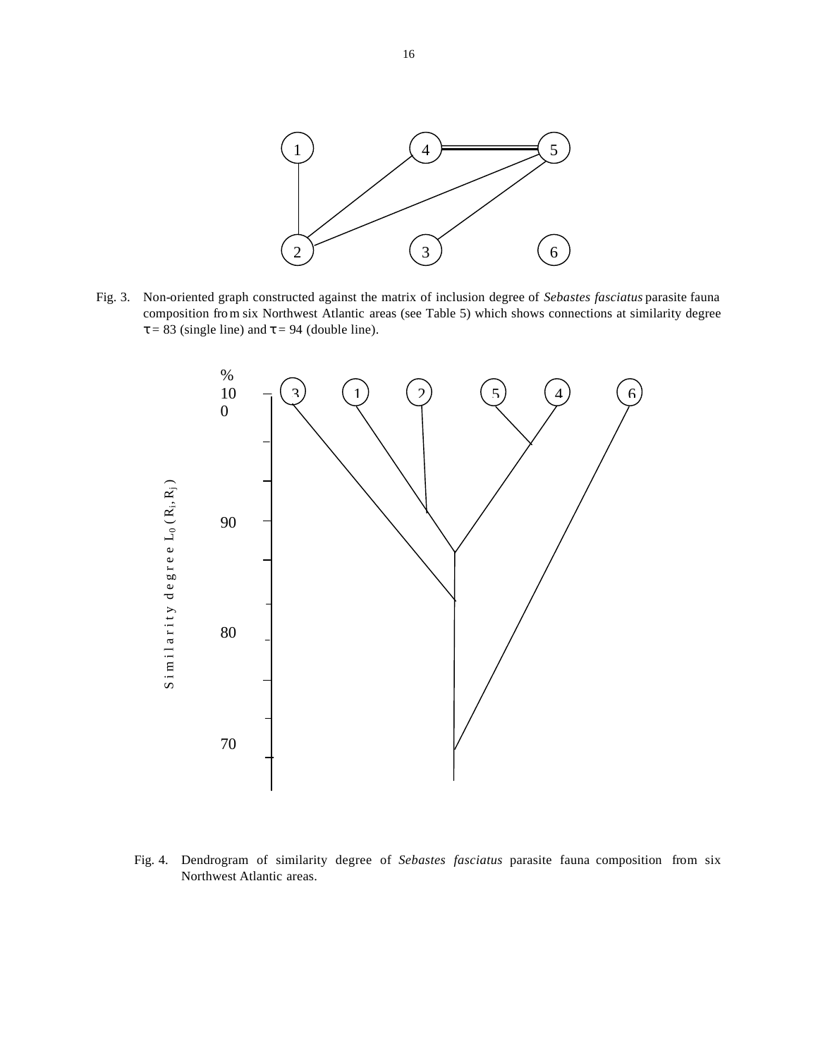1

4

5

2

3

6

Fig. 3. Non-oriented graph constructed against the matrix of inclusion degree of *Sebastes fasciatus* parasite fauna composition from six Northwest Atlantic areas (see Table 5) which shows connections at similarity degree $\tau = 83$ (single line) and $\tau = 94$ (double line).

%

100

90

80

70

Similarity degree $L_0(R_i, R_j)$

3

1

2

5

4

6

Fig. 4. Dendrogram of similarity degree of *Sebastes fasciatus* parasite fauna composition from six Northwest Atlantic areas.